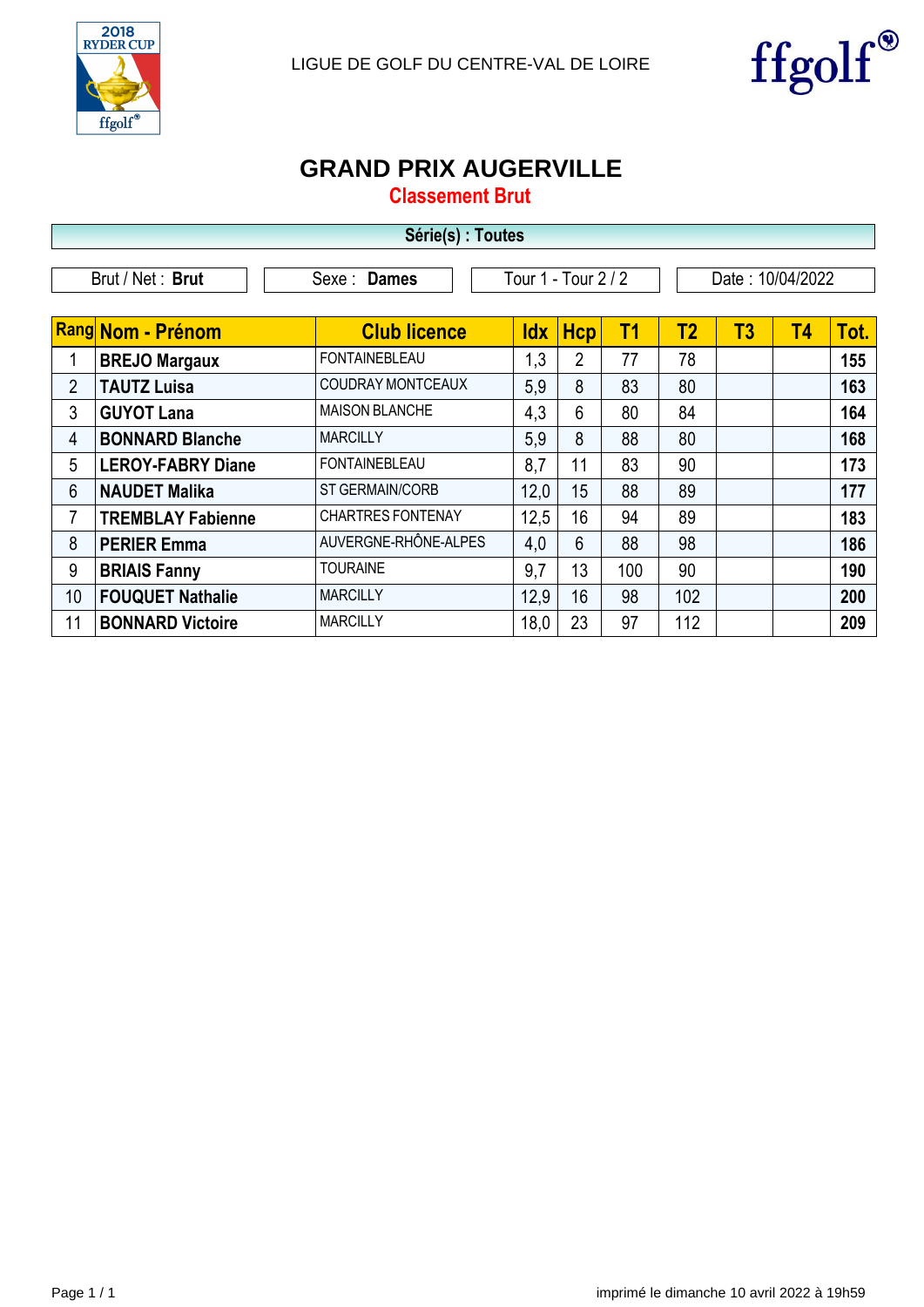LIGUE DE GOLF DU CENTRE-VAL DE LOIRE

# GRAND PRIX AUGERVILLE

## Classement Brut

**Série(s) : Toutes**

| Brut / Net : **Brut** | Sexe : **Dames** | Tour 1 - Tour 2 / 2 | Date : 10/04/2022 |
|---|---|---|---|

| Rang | Nom - Prénom | Club licence | Idx | Hcp | T1 | T2 | T3 | T4 | Tot. |
|---|---|---|---|---|---|---|---|---|---|
| 1 | **BREJO Margaux** | FONTAINEBLEAU | 1,3 | 2 | 77 | 78 | | | **155** |
| 2 | **TAUTZ Luisa** | COUDRAY MONTCEAUX | 5,9 | 8 | 83 | 80 | | | **163** |
| 3 | **GUYOT Lana** | MAISON BLANCHE | 4,3 | 6 | 80 | 84 | | | **164** |
| 4 | **BONNARD Blanche** | MARCILLY | 5,9 | 8 | 88 | 80 | | | **168** |
| 5 | **LEROY-FABRY Diane** | FONTAINEBLEAU | 8,7 | 11 | 83 | 90 | | | **173** |
| 6 | **NAUDET Malika** | ST GERMAIN/CORB | 12,0 | 15 | 88 | 89 | | | **177** |
| 7 | **TREMBLAY Fabienne** | CHARTRES FONTENAY | 12,5 | 16 | 94 | 89 | | | **183** |
| 8 | **PERIER Emma** | AUVERGNE-RHÔNE-ALPES | 4,0 | 6 | 88 | 98 | | | **186** |
| 9 | **BRIAIS Fanny** | TOURAINE | 9,7 | 13 | 100 | 90 | | | **190** |
| 10 | **FOUQUET Nathalie** | MARCILLY | 12,9 | 16 | 98 | 102 | | | **200** |
| 11 | **BONNARD Victoire** | MARCILLY | 18,0 | 23 | 97 | 112 | | | **209** |

imprimé le dimanche 10 avril 2022 à 19h59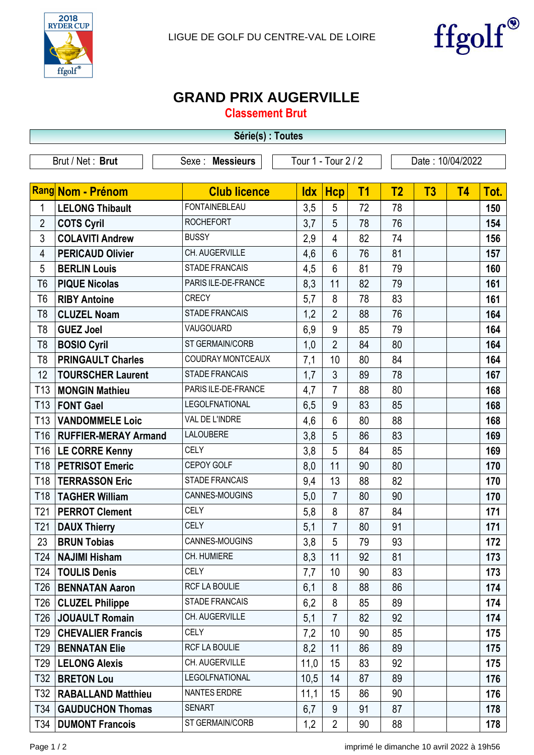LIGUE DE GOLF DU CENTRE-VAL DE LOIRE

# GRAND PRIX AUGERVILLE

## Classement Brut

**Série(s) : Toutes**

| Brut / Net : **Brut** | Sexe : **Messieurs** | Tour 1 - Tour 2 / 2 | Date : 10/04/2022 |
|---|---|---|---|

| Rang | Nom - Prénom | Club licence | Idx | Hcp | T1 | T2 | T3 | T4 | Tot. |
|---|---|---|---|---|---|---|---|---|---|
| 1 | LELONG Thibault | FONTAINEBLEAU | 3,5 | 5 | 72 | 78 | | | 150 |
| 2 | COTS Cyril | ROCHEFORT | 3,7 | 5 | 78 | 76 | | | 154 |
| 3 | COLAVITI Andrew | BUSSY | 2,9 | 4 | 82 | 74 | | | 156 |
| 4 | PERICAUD Olivier | CH. AUGERVILLE | 4,6 | 6 | 76 | 81 | | | 157 |
| 5 | BERLIN Louis | STADE FRANCAIS | 4,5 | 6 | 81 | 79 | | | 160 |
| T6 | PIQUE Nicolas | PARIS ILE-DE-FRANCE | 8,3 | 11 | 82 | 79 | | | 161 |
| T6 | RIBY Antoine | CRECY | 5,7 | 8 | 78 | 83 | | | 161 |
| T8 | CLUZEL Noam | STADE FRANCAIS | 1,2 | 2 | 88 | 76 | | | 164 |
| T8 | GUEZ Joel | VAUGOUARD | 6,9 | 9 | 85 | 79 | | | 164 |
| T8 | BOSIO Cyril | ST GERMAIN/CORB | 1,0 | 2 | 84 | 80 | | | 164 |
| T8 | PRINGAULT Charles | COUDRAY MONTCEAUX | 7,1 | 10 | 80 | 84 | | | 164 |
| 12 | TOURSCHER Laurent | STADE FRANCAIS | 1,7 | 3 | 89 | 78 | | | 167 |
| T13 | MONGIN Mathieu | PARIS ILE-DE-FRANCE | 4,7 | 7 | 88 | 80 | | | 168 |
| T13 | FONT Gael | LEGOLFNATIONAL | 6,5 | 9 | 83 | 85 | | | 168 |
| T13 | VANDOMMELE Loic | VAL DE L'INDRE | 4,6 | 6 | 80 | 88 | | | 168 |
| T16 | RUFFIER-MERAY Armand | LALOUBERE | 3,8 | 5 | 86 | 83 | | | 169 |
| T16 | LE CORRE Kenny | CELY | 3,8 | 5 | 84 | 85 | | | 169 |
| T18 | PETRISOT Emeric | CEPOY GOLF | 8,0 | 11 | 90 | 80 | | | 170 |
| T18 | TERRASSON Eric | STADE FRANCAIS | 9,4 | 13 | 88 | 82 | | | 170 |
| T18 | TAGHER William | CANNES-MOUGINS | 5,0 | 7 | 80 | 90 | | | 170 |
| T21 | PERROT Clement | CELY | 5,8 | 8 | 87 | 84 | | | 171 |
| T21 | DAUX Thierry | CELY | 5,1 | 7 | 80 | 91 | | | 171 |
| 23 | BRUN Tobias | CANNES-MOUGINS | 3,8 | 5 | 79 | 93 | | | 172 |
| T24 | NAJIMI Hisham | CH. HUMIERE | 8,3 | 11 | 92 | 81 | | | 173 |
| T24 | TOULIS Denis | CELY | 7,7 | 10 | 90 | 83 | | | 173 |
| T26 | BENNATAN Aaron | RCF LA BOULIE | 6,1 | 8 | 88 | 86 | | | 174 |
| T26 | CLUZEL Philippe | STADE FRANCAIS | 6,2 | 8 | 85 | 89 | | | 174 |
| T26 | JOUAULT Romain | CH. AUGERVILLE | 5,1 | 7 | 82 | 92 | | | 174 |
| T29 | CHEVALIER Francis | CELY | 7,2 | 10 | 90 | 85 | | | 175 |
| T29 | BENNATAN Elie | RCF LA BOULIE | 8,2 | 11 | 86 | 89 | | | 175 |
| T29 | LELONG Alexis | CH. AUGERVILLE | 11,0 | 15 | 83 | 92 | | | 175 |
| T32 | BRETON Lou | LEGOLFNATIONAL | 10,5 | 14 | 87 | 89 | | | 176 |
| T32 | RABALLAND Matthieu | NANTES ERDRE | 11,1 | 15 | 86 | 90 | | | 176 |
| T34 | GAUDUCHON Thomas | SENART | 6,7 | 9 | 91 | 87 | | | 178 |
| T34 | DUMONT Francois | ST GERMAIN/CORB | 1,2 | 2 | 90 | 88 | | | 178 |

imprimé le dimanche 10 avril 2022 à 19h56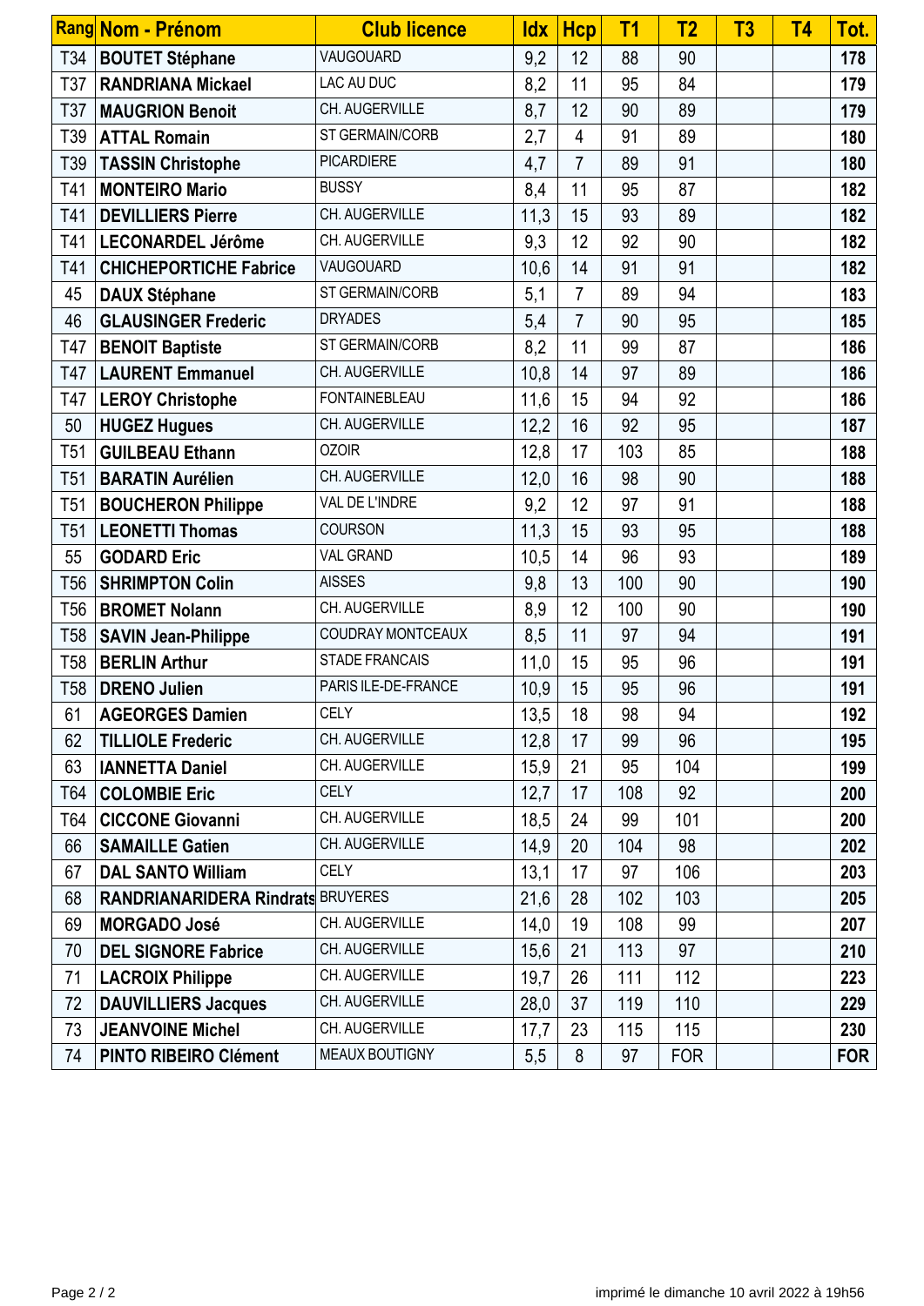| Rang | Nom - Prénom | Club licence | Idx | Hcp | T1 | T2 | T3 | T4 | Tot. |
|---|---|---|---|---|---|---|---|---|---|
| T34 | **BOUTET Stéphane** | VAUGOUARD | 9,2 | 12 | 88 | 90 | | | **178** |
| T37 | **RANDRIANA Mickael** | LAC AU DUC | 8,2 | 11 | 95 | 84 | | | **179** |
| T37 | **MAUGRION Benoit** | CH. AUGERVILLE | 8,7 | 12 | 90 | 89 | | | **179** |
| T39 | **ATTAL Romain** | ST GERMAIN/CORB | 2,7 | 4 | 91 | 89 | | | **180** |
| T39 | **TASSIN Christophe** | PICARDIERE | 4,7 | 7 | 89 | 91 | | | **180** |
| T41 | **MONTEIRO Mario** | BUSSY | 8,4 | 11 | 95 | 87 | | | **182** |
| T41 | **DEVILLIERS Pierre** | CH. AUGERVILLE | 11,3 | 15 | 93 | 89 | | | **182** |
| T41 | **LECONARDEL Jérôme** | CH. AUGERVILLE | 9,3 | 12 | 92 | 90 | | | **182** |
| T41 | **CHICHEPORTICHE Fabrice** | VAUGOUARD | 10,6 | 14 | 91 | 91 | | | **182** |
| 45 | **DAUX Stéphane** | ST GERMAIN/CORB | 5,1 | 7 | 89 | 94 | | | **183** |
| 46 | **GLAUSINGER Frederic** | DRYADES | 5,4 | 7 | 90 | 95 | | | **185** |
| T47 | **BENOIT Baptiste** | ST GERMAIN/CORB | 8,2 | 11 | 99 | 87 | | | **186** |
| T47 | **LAURENT Emmanuel** | CH. AUGERVILLE | 10,8 | 14 | 97 | 89 | | | **186** |
| T47 | **LEROY Christophe** | FONTAINEBLEAU | 11,6 | 15 | 94 | 92 | | | **186** |
| 50 | **HUGEZ Hugues** | CH. AUGERVILLE | 12,2 | 16 | 92 | 95 | | | **187** |
| T51 | **GUILBEAU Ethann** | OZOIR | 12,8 | 17 | 103 | 85 | | | **188** |
| T51 | **BARATIN Aurélien** | CH. AUGERVILLE | 12,0 | 16 | 98 | 90 | | | **188** |
| T51 | **BOUCHERON Philippe** | VAL DE L'INDRE | 9,2 | 12 | 97 | 91 | | | **188** |
| T51 | **LEONETTI Thomas** | COURSON | 11,3 | 15 | 93 | 95 | | | **188** |
| 55 | **GODARD Eric** | VAL GRAND | 10,5 | 14 | 96 | 93 | | | **189** |
| T56 | **SHRIMPTON Colin** | AISSES | 9,8 | 13 | 100 | 90 | | | **190** |
| T56 | **BROMET Nolann** | CH. AUGERVILLE | 8,9 | 12 | 100 | 90 | | | **190** |
| T58 | **SAVIN Jean-Philippe** | COUDRAY MONTCEAUX | 8,5 | 11 | 97 | 94 | | | **191** |
| T58 | **BERLIN Arthur** | STADE FRANCAIS | 11,0 | 15 | 95 | 96 | | | **191** |
| T58 | **DRENO Julien** | PARIS ILE-DE-FRANCE | 10,9 | 15 | 95 | 96 | | | **191** |
| 61 | **AGEORGES Damien** | CELY | 13,5 | 18 | 98 | 94 | | | **192** |
| 62 | **TILLIOLE Frederic** | CH. AUGERVILLE | 12,8 | 17 | 99 | 96 | | | **195** |
| 63 | **IANNETTA Daniel** | CH. AUGERVILLE | 15,9 | 21 | 95 | 104 | | | **199** |
| T64 | **COLOMBIE Eric** | CELY | 12,7 | 17 | 108 | 92 | | | **200** |
| T64 | **CICCONE Giovanni** | CH. AUGERVILLE | 18,5 | 24 | 99 | 101 | | | **200** |
| 66 | **SAMAILLE Gatien** | CH. AUGERVILLE | 14,9 | 20 | 104 | 98 | | | **202** |
| 67 | **DAL SANTO William** | CELY | 13,1 | 17 | 97 | 106 | | | **203** |
| 68 | **RANDRIANARIDERA Rindrats** | BRUYERES | 21,6 | 28 | 102 | 103 | | | **205** |
| 69 | **MORGADO José** | CH. AUGERVILLE | 14,0 | 19 | 108 | 99 | | | **207** |
| 70 | **DEL SIGNORE Fabrice** | CH. AUGERVILLE | 15,6 | 21 | 113 | 97 | | | **210** |
| 71 | **LACROIX Philippe** | CH. AUGERVILLE | 19,7 | 26 | 111 | 112 | | | **223** |
| 72 | **DAUVILLIERS Jacques** | CH. AUGERVILLE | 28,0 | 37 | 119 | 110 | | | **229** |
| 73 | **JEANVOINE Michel** | CH. AUGERVILLE | 17,7 | 23 | 115 | 115 | | | **230** |
| 74 | **PINTO RIBEIRO Clément** | MEAUX BOUTIGNY | 5,5 | 8 | 97 | FOR | | | **FOR** |

imprimé le dimanche 10 avril 2022 à 19h56